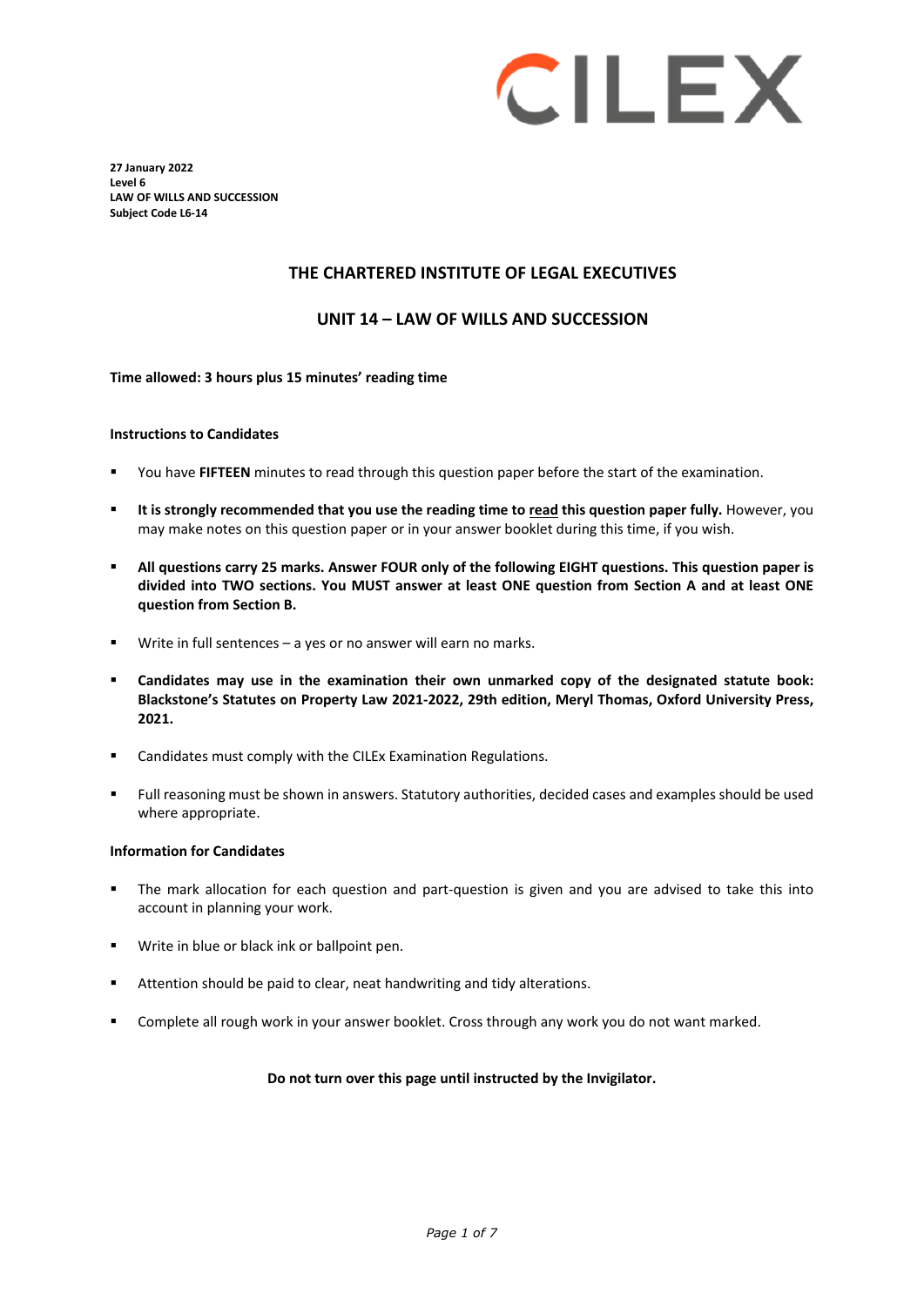CILEX

**27 January 2022**
**Level 6**
**LAW OF WILLS AND SUCCESSION**
**Subject Code L6-14**

## THE CHARTERED INSTITUTE OF LEGAL EXECUTIVES

## UNIT 14 – LAW OF WILLS AND SUCCESSION

**Time allowed: 3 hours plus 15 minutes' reading time**

**Instructions to Candidates**

- You have **FIFTEEN** minutes to read through this question paper before the start of the examination.
- **It is strongly recommended that you use the reading time to read this question paper fully.** However, you may make notes on this question paper or in your answer booklet during this time, if you wish.
- **All questions carry 25 marks. Answer FOUR only of the following EIGHT questions. This question paper is divided into TWO sections. You MUST answer at least ONE question from Section A and at least ONE question from Section B.**
- Write in full sentences – a yes or no answer will earn no marks.
- **Candidates may use in the examination their own unmarked copy of the designated statute book: Blackstone's Statutes on Property Law 2021-2022, 29th edition, Meryl Thomas, Oxford University Press, 2021.**
- Candidates must comply with the CILEx Examination Regulations.
- Full reasoning must be shown in answers. Statutory authorities, decided cases and examples should be used where appropriate.

**Information for Candidates**

- The mark allocation for each question and part-question is given and you are advised to take this into account in planning your work.
- Write in blue or black ink or ballpoint pen.
- Attention should be paid to clear, neat handwriting and tidy alterations.
- Complete all rough work in your answer booklet. Cross through any work you do not want marked.

**Do not turn over this page until instructed by the Invigilator.**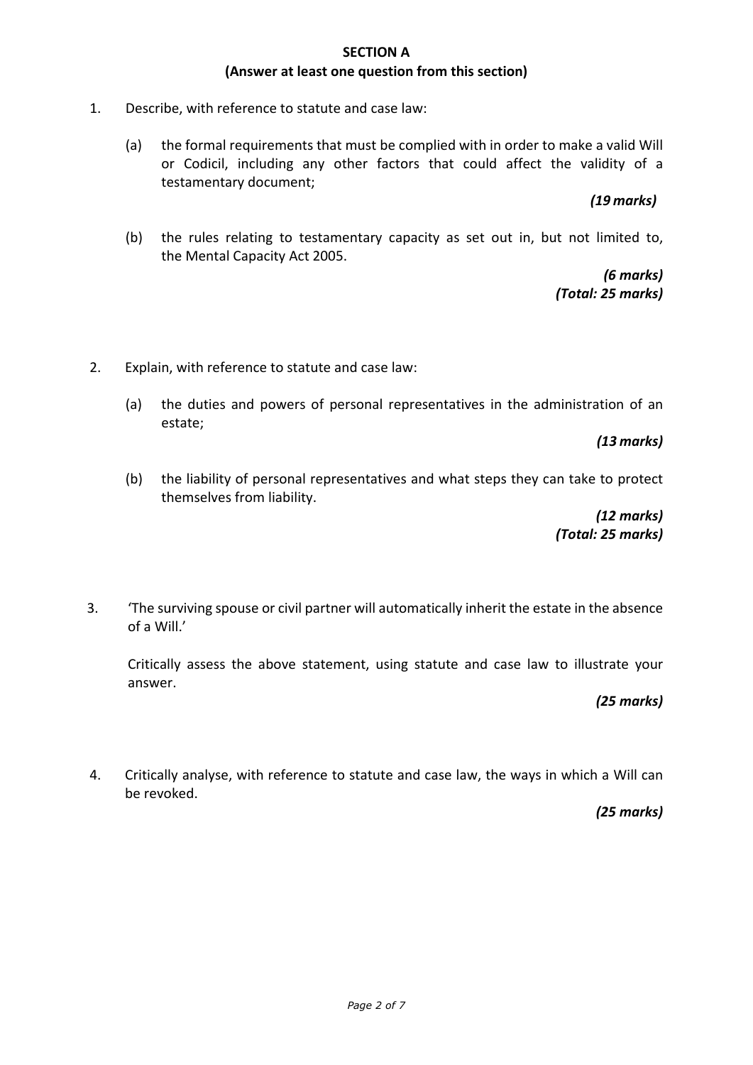## SECTION A

**(Answer at least one question from this section)**

1. Describe, with reference to statute and case law:

   (a) the formal requirements that must be complied with in order to make a valid Will or Codicil, including any other factors that could affect the validity of a testamentary document;

   ***(19 marks)***

   (b) the rules relating to testamentary capacity as set out in, but not limited to, the Mental Capacity Act 2005.

   ***(6 marks)***
   ***(Total: 25 marks)***

2. Explain, with reference to statute and case law:

   (a) the duties and powers of personal representatives in the administration of an estate;

   ***(13 marks)***

   (b) the liability of personal representatives and what steps they can take to protect themselves from liability.

   ***(12 marks)***
   ***(Total: 25 marks)***

3. 'The surviving spouse or civil partner will automatically inherit the estate in the absence of a Will.'

   Critically assess the above statement, using statute and case law to illustrate your answer.

   ***(25 marks)***

4. Critically analyse, with reference to statute and case law, the ways in which a Will can be revoked.

   ***(25 marks)***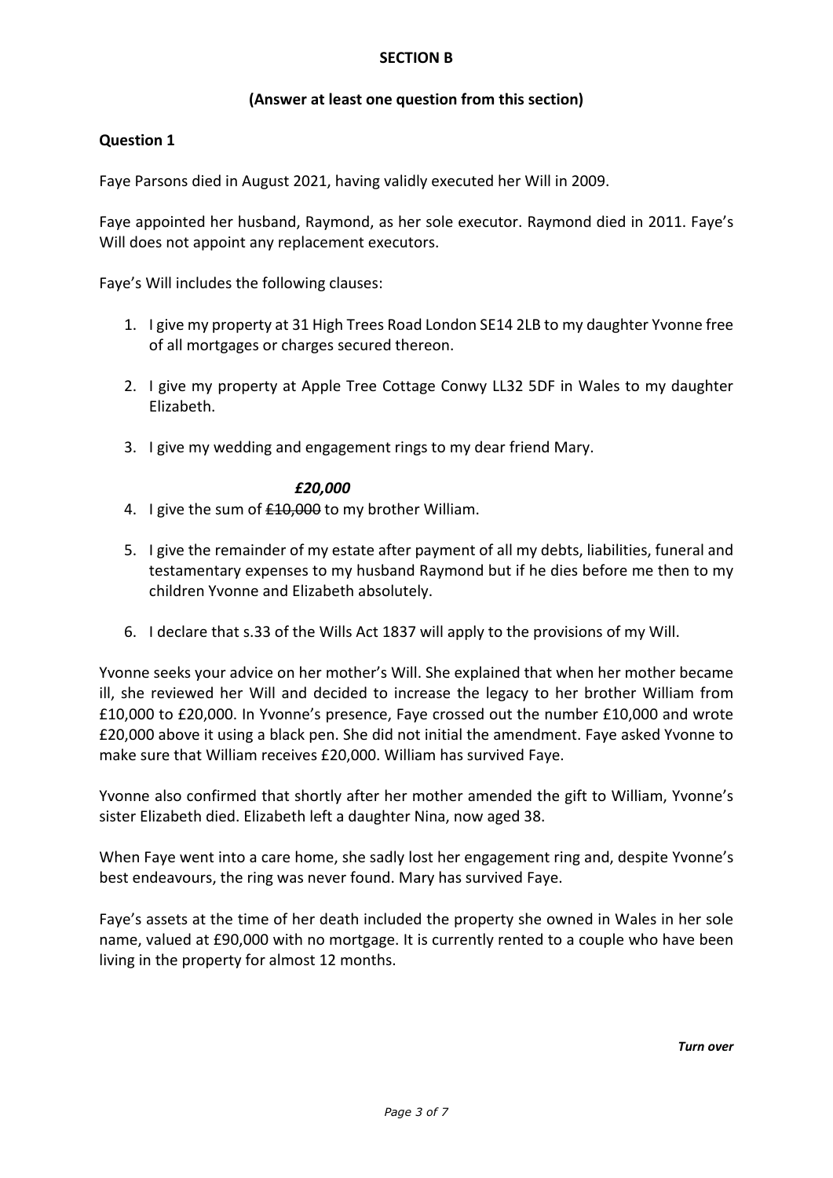**SECTION B**

**(Answer at least one question from this section)**

**Question 1**

Faye Parsons died in August 2021, having validly executed her Will in 2009.

Faye appointed her husband, Raymond, as her sole executor. Raymond died in 2011. Faye's Will does not appoint any replacement executors.

Faye's Will includes the following clauses:

1. I give my property at 31 High Trees Road London SE14 2LB to my daughter Yvonne free of all mortgages or charges secured thereon.

2. I give my property at Apple Tree Cottage Conwy LL32 5DF in Wales to my daughter Elizabeth.

3. I give my wedding and engagement rings to my dear friend Mary.

   ***£20,000***

4. I give the sum of ~~£10,000~~ to my brother William.

5. I give the remainder of my estate after payment of all my debts, liabilities, funeral and testamentary expenses to my husband Raymond but if he dies before me then to my children Yvonne and Elizabeth absolutely.

6. I declare that s.33 of the Wills Act 1837 will apply to the provisions of my Will.

Yvonne seeks your advice on her mother's Will. She explained that when her mother became ill, she reviewed her Will and decided to increase the legacy to her brother William from £10,000 to £20,000. In Yvonne's presence, Faye crossed out the number £10,000 and wrote £20,000 above it using a black pen. She did not initial the amendment. Faye asked Yvonne to make sure that William receives £20,000. William has survived Faye.

Yvonne also confirmed that shortly after her mother amended the gift to William, Yvonne's sister Elizabeth died. Elizabeth left a daughter Nina, now aged 38.

When Faye went into a care home, she sadly lost her engagement ring and, despite Yvonne's best endeavours, the ring was never found. Mary has survived Faye.

Faye's assets at the time of her death included the property she owned in Wales in her sole name, valued at £90,000 with no mortgage. It is currently rented to a couple who have been living in the property for almost 12 months.

*Turn over*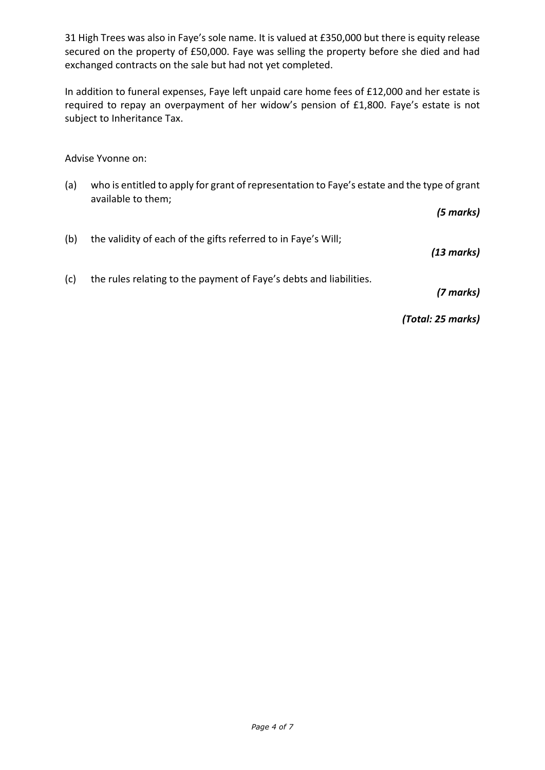31 High Trees was also in Faye's sole name. It is valued at £350,000 but there is equity release secured on the property of £50,000. Faye was selling the property before she died and had exchanged contracts on the sale but had not yet completed.

In addition to funeral expenses, Faye left unpaid care home fees of £12,000 and her estate is required to repay an overpayment of her widow's pension of £1,800. Faye's estate is not subject to Inheritance Tax.

Advise Yvonne on:

(a) who is entitled to apply for grant of representation to Faye's estate and the type of grant available to them;

***(5 marks)***

(b) the validity of each of the gifts referred to in Faye's Will;

***(13 marks)***

(c) the rules relating to the payment of Faye's debts and liabilities.

***(7 marks)***

***(Total: 25 marks)***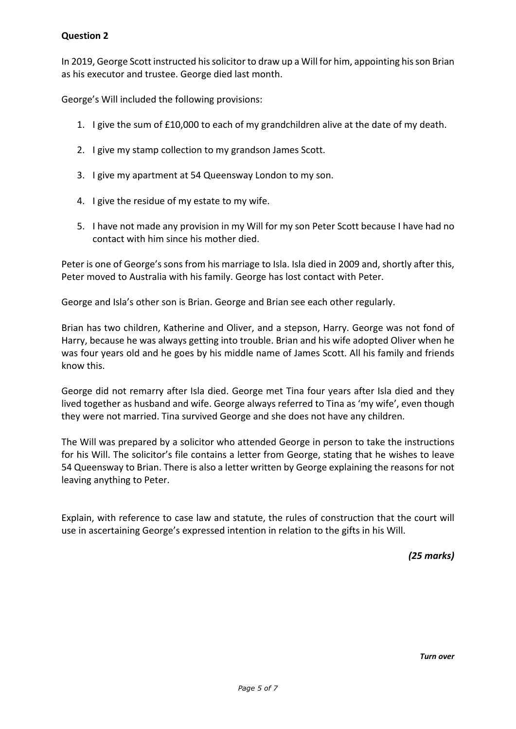**Question 2**

In 2019, George Scott instructed his solicitor to draw up a Will for him, appointing his son Brian as his executor and trustee. George died last month.

George's Will included the following provisions:

1. I give the sum of £10,000 to each of my grandchildren alive at the date of my death.
2. I give my stamp collection to my grandson James Scott.
3. I give my apartment at 54 Queensway London to my son.
4. I give the residue of my estate to my wife.
5. I have not made any provision in my Will for my son Peter Scott because I have had no contact with him since his mother died.

Peter is one of George's sons from his marriage to Isla. Isla died in 2009 and, shortly after this, Peter moved to Australia with his family. George has lost contact with Peter.

George and Isla's other son is Brian. George and Brian see each other regularly.

Brian has two children, Katherine and Oliver, and a stepson, Harry. George was not fond of Harry, because he was always getting into trouble. Brian and his wife adopted Oliver when he was four years old and he goes by his middle name of James Scott. All his family and friends know this.

George did not remarry after Isla died. George met Tina four years after Isla died and they lived together as husband and wife. George always referred to Tina as 'my wife', even though they were not married. Tina survived George and she does not have any children.

The Will was prepared by a solicitor who attended George in person to take the instructions for his Will. The solicitor's file contains a letter from George, stating that he wishes to leave 54 Queensway to Brian. There is also a letter written by George explaining the reasons for not leaving anything to Peter.

Explain, with reference to case law and statute, the rules of construction that the court will use in ascertaining George's expressed intention in relation to the gifts in his Will.

***(25 marks)***

***Turn over***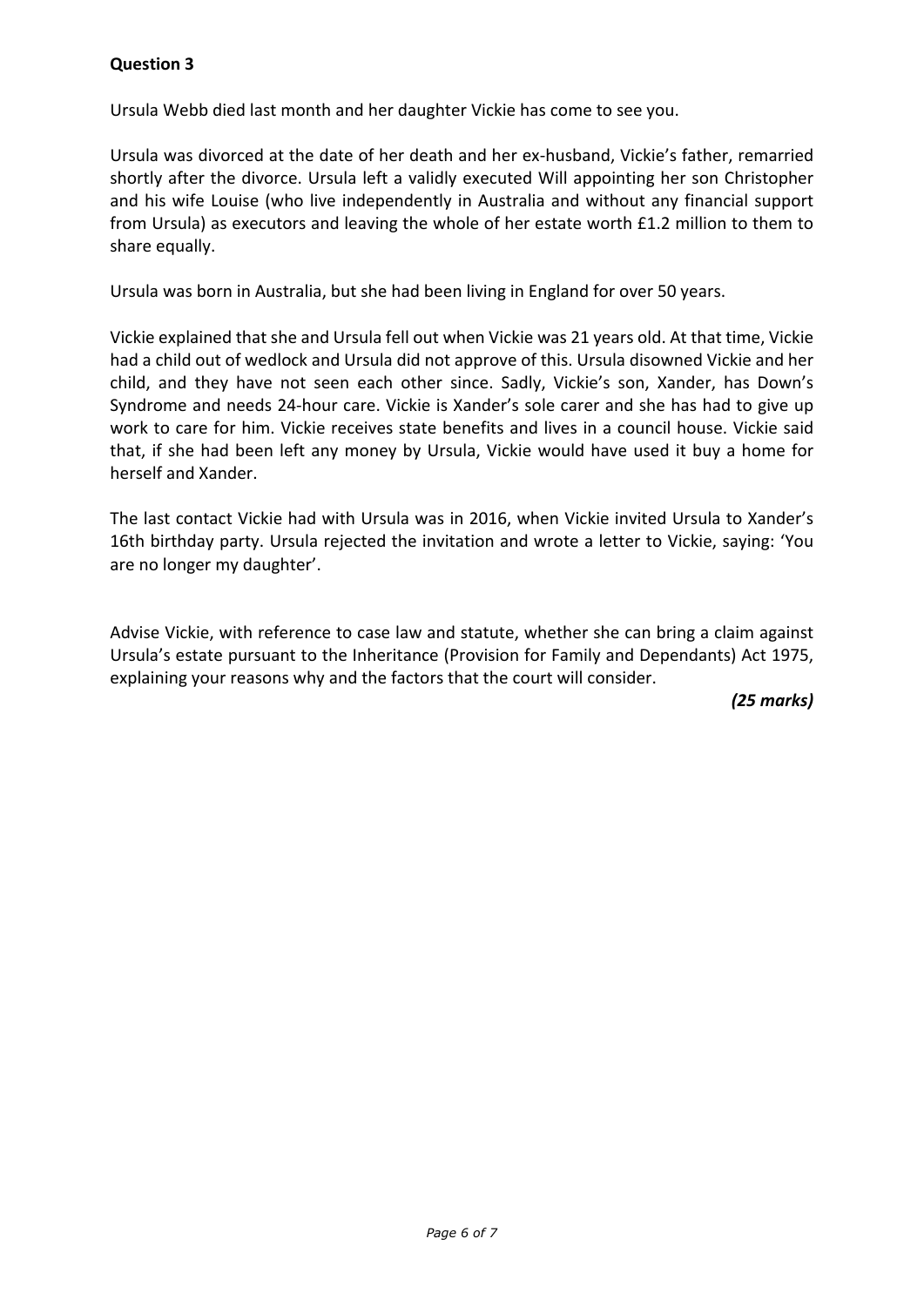**Question 3**

Ursula Webb died last month and her daughter Vickie has come to see you.

Ursula was divorced at the date of her death and her ex-husband, Vickie's father, remarried shortly after the divorce. Ursula left a validly executed Will appointing her son Christopher and his wife Louise (who live independently in Australia and without any financial support from Ursula) as executors and leaving the whole of her estate worth £1.2 million to them to share equally.

Ursula was born in Australia, but she had been living in England for over 50 years.

Vickie explained that she and Ursula fell out when Vickie was 21 years old. At that time, Vickie had a child out of wedlock and Ursula did not approve of this. Ursula disowned Vickie and her child, and they have not seen each other since. Sadly, Vickie's son, Xander, has Down's Syndrome and needs 24-hour care. Vickie is Xander's sole carer and she has had to give up work to care for him. Vickie receives state benefits and lives in a council house. Vickie said that, if she had been left any money by Ursula, Vickie would have used it buy a home for herself and Xander.

The last contact Vickie had with Ursula was in 2016, when Vickie invited Ursula to Xander's 16th birthday party. Ursula rejected the invitation and wrote a letter to Vickie, saying: 'You are no longer my daughter'.

Advise Vickie, with reference to case law and statute, whether she can bring a claim against Ursula's estate pursuant to the Inheritance (Provision for Family and Dependants) Act 1975, explaining your reasons why and the factors that the court will consider.

***(25 marks)***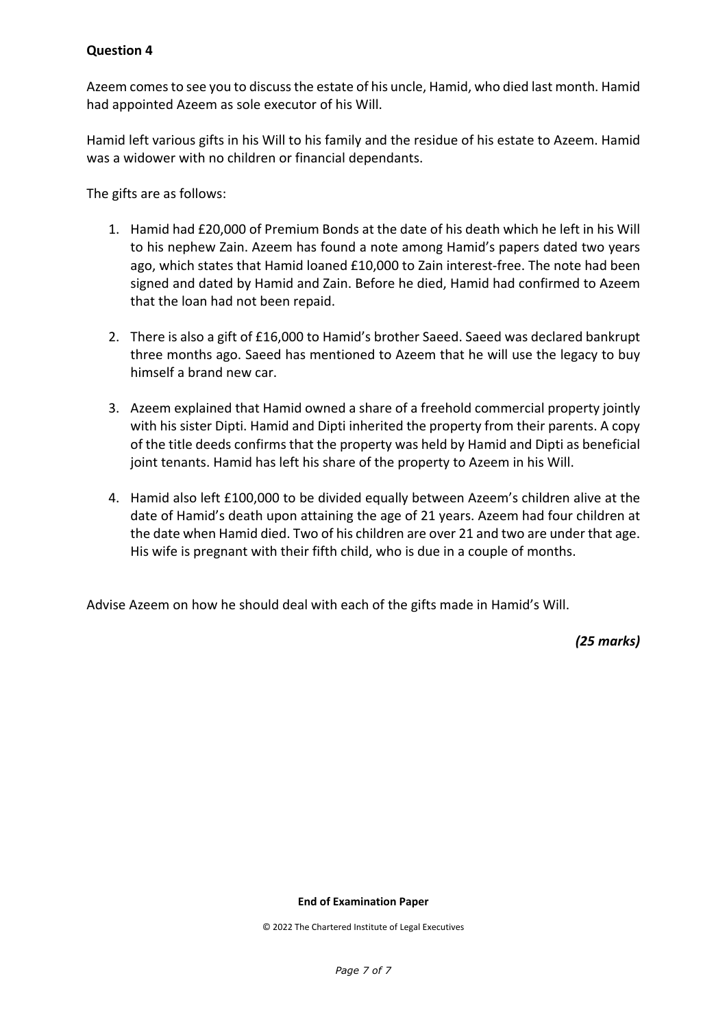**Question 4**

Azeem comes to see you to discuss the estate of his uncle, Hamid, who died last month. Hamid had appointed Azeem as sole executor of his Will.

Hamid left various gifts in his Will to his family and the residue of his estate to Azeem. Hamid was a widower with no children or financial dependants.

The gifts are as follows:

1. Hamid had £20,000 of Premium Bonds at the date of his death which he left in his Will to his nephew Zain. Azeem has found a note among Hamid's papers dated two years ago, which states that Hamid loaned £10,000 to Zain interest-free. The note had been signed and dated by Hamid and Zain. Before he died, Hamid had confirmed to Azeem that the loan had not been repaid.

2. There is also a gift of £16,000 to Hamid's brother Saeed. Saeed was declared bankrupt three months ago. Saeed has mentioned to Azeem that he will use the legacy to buy himself a brand new car.

3. Azeem explained that Hamid owned a share of a freehold commercial property jointly with his sister Dipti. Hamid and Dipti inherited the property from their parents. A copy of the title deeds confirms that the property was held by Hamid and Dipti as beneficial joint tenants. Hamid has left his share of the property to Azeem in his Will.

4. Hamid also left £100,000 to be divided equally between Azeem's children alive at the date of Hamid's death upon attaining the age of 21 years. Azeem had four children at the date when Hamid died. Two of his children are over 21 and two are under that age. His wife is pregnant with their fifth child, who is due in a couple of months.

Advise Azeem on how he should deal with each of the gifts made in Hamid's Will.

***(25 marks)***

**End of Examination Paper**

© 2022 The Chartered Institute of Legal Executives